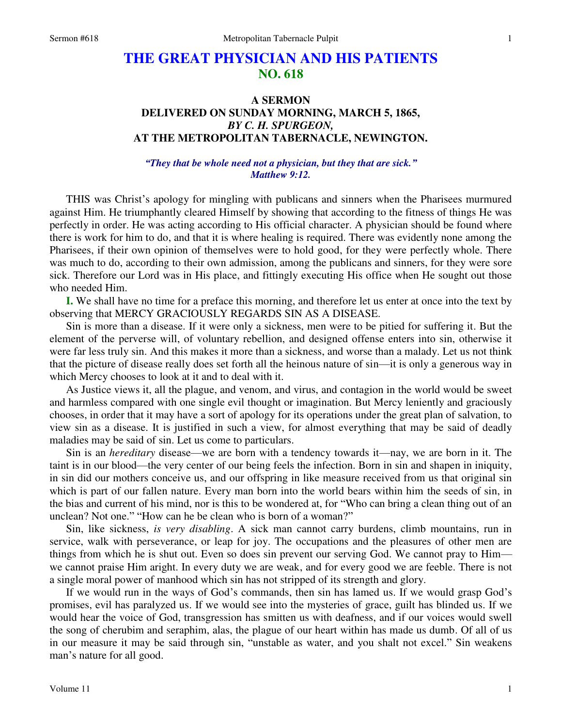# THE GREAT PHYSICIAN AND HIS PATIENTS
## NO. 618

### A SERMON
### DELIVERED ON SUNDAY MORNING, MARCH 5, 1865,
### *BY C. H. SPURGEON,*
### AT THE METROPOLITAN TABERNACLE, NEWINGTON.

***"They that be whole need not a physician, but they that are sick." Matthew 9:12.***

THIS was Christ's apology for mingling with publicans and sinners when the Pharisees murmured against Him. He triumphantly cleared Himself by showing that according to the fitness of things He was perfectly in order. He was acting according to His official character. A physician should be found where there is work for him to do, and that it is where healing is required. There was evidently none among the Pharisees, if their own opinion of themselves were to hold good, for they were perfectly whole. There was much to do, according to their own admission, among the publicans and sinners, for they were sore sick. Therefore our Lord was in His place, and fittingly executing His office when He sought out those who needed Him.

**I.** We shall have no time for a preface this morning, and therefore let us enter at once into the text by observing that MERCY GRACIOUSLY REGARDS SIN AS A DISEASE.

Sin is more than a disease. If it were only a sickness, men were to be pitied for suffering it. But the element of the perverse will, of voluntary rebellion, and designed offense enters into sin, otherwise it were far less truly sin. And this makes it more than a sickness, and worse than a malady. Let us not think that the picture of disease really does set forth all the heinous nature of sin—it is only a generous way in which Mercy chooses to look at it and to deal with it.

As Justice views it, all the plague, and venom, and virus, and contagion in the world would be sweet and harmless compared with one single evil thought or imagination. But Mercy leniently and graciously chooses, in order that it may have a sort of apology for its operations under the great plan of salvation, to view sin as a disease. It is justified in such a view, for almost everything that may be said of deadly maladies may be said of sin. Let us come to particulars.

Sin is an *hereditary* disease—we are born with a tendency towards it—nay, we are born in it. The taint is in our blood—the very center of our being feels the infection. Born in sin and shapen in iniquity, in sin did our mothers conceive us, and our offspring in like measure received from us that original sin which is part of our fallen nature. Every man born into the world bears within him the seeds of sin, in the bias and current of his mind, nor is this to be wondered at, for "Who can bring a clean thing out of an unclean? Not one." "How can he be clean who is born of a woman?"

Sin, like sickness, *is very disabling*. A sick man cannot carry burdens, climb mountains, run in service, walk with perseverance, or leap for joy. The occupations and the pleasures of other men are things from which he is shut out. Even so does sin prevent our serving God. We cannot pray to Him—we cannot praise Him aright. In every duty we are weak, and for every good we are feeble. There is not a single moral power of manhood which sin has not stripped of its strength and glory.

If we would run in the ways of God's commands, then sin has lamed us. If we would grasp God's promises, evil has paralyzed us. If we would see into the mysteries of grace, guilt has blinded us. If we would hear the voice of God, transgression has smitten us with deafness, and if our voices would swell the song of cherubim and seraphim, alas, the plague of our heart within has made us dumb. Of all of us in our measure it may be said through sin, "unstable as water, and you shalt not excel." Sin weakens man's nature for all good.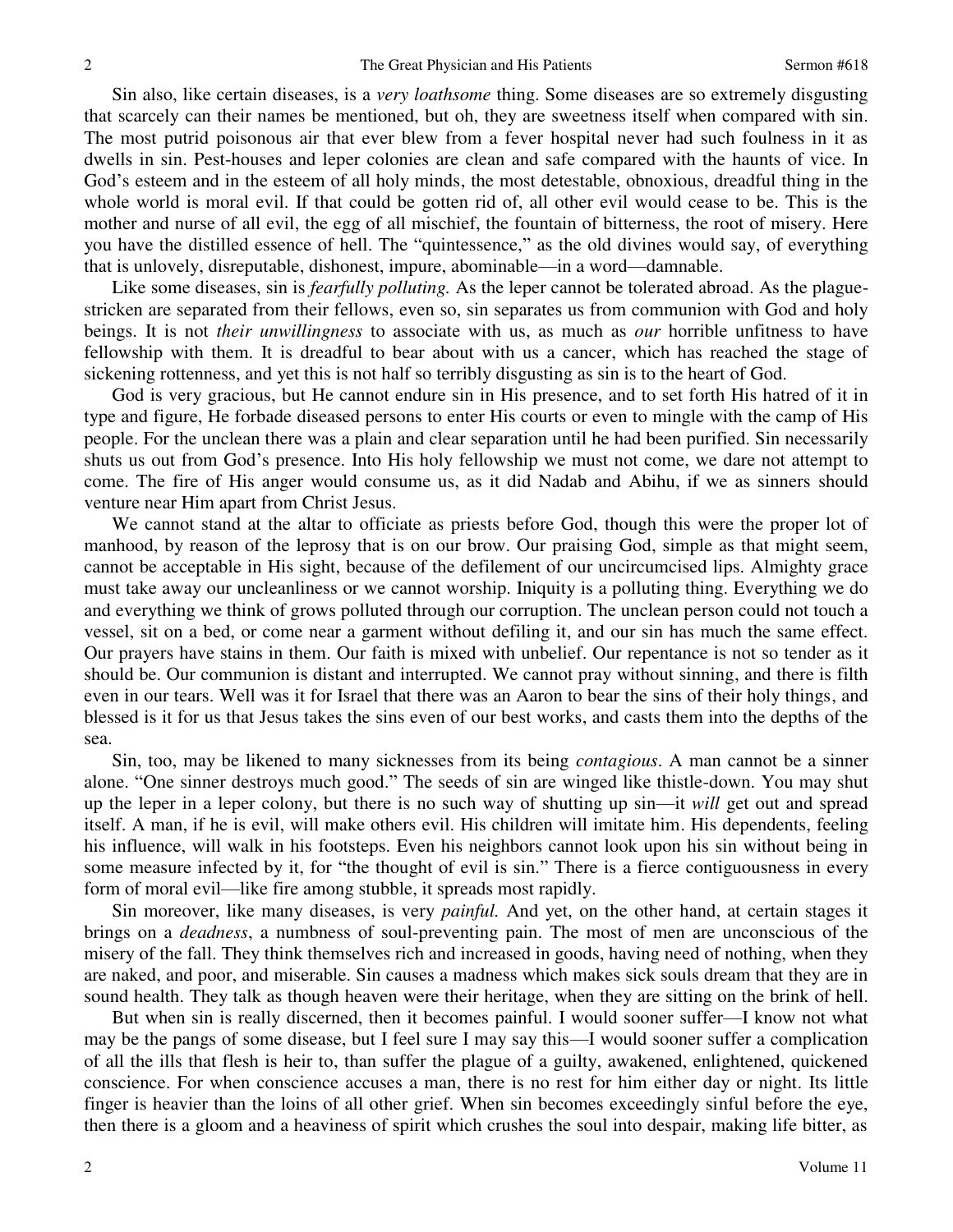Sin also, like certain diseases, is a *very loathsome* thing. Some diseases are so extremely disgusting that scarcely can their names be mentioned, but oh, they are sweetness itself when compared with sin. The most putrid poisonous air that ever blew from a fever hospital never had such foulness in it as dwells in sin. Pest-houses and leper colonies are clean and safe compared with the haunts of vice. In God's esteem and in the esteem of all holy minds, the most detestable, obnoxious, dreadful thing in the whole world is moral evil. If that could be gotten rid of, all other evil would cease to be. This is the mother and nurse of all evil, the egg of all mischief, the fountain of bitterness, the root of misery. Here you have the distilled essence of hell. The "quintessence," as the old divines would say, of everything that is unlovely, disreputable, dishonest, impure, abominable—in a word—damnable.

Like some diseases, sin is *fearfully polluting.* As the leper cannot be tolerated abroad. As the plague-stricken are separated from their fellows, even so, sin separates us from communion with God and holy beings. It is not *their unwillingness* to associate with us, as much as *our* horrible unfitness to have fellowship with them. It is dreadful to bear about with us a cancer, which has reached the stage of sickening rottenness, and yet this is not half so terribly disgusting as sin is to the heart of God.

God is very gracious, but He cannot endure sin in His presence, and to set forth His hatred of it in type and figure, He forbade diseased persons to enter His courts or even to mingle with the camp of His people. For the unclean there was a plain and clear separation until he had been purified. Sin necessarily shuts us out from God's presence. Into His holy fellowship we must not come, we dare not attempt to come. The fire of His anger would consume us, as it did Nadab and Abihu, if we as sinners should venture near Him apart from Christ Jesus.

We cannot stand at the altar to officiate as priests before God, though this were the proper lot of manhood, by reason of the leprosy that is on our brow. Our praising God, simple as that might seem, cannot be acceptable in His sight, because of the defilement of our uncircumcised lips. Almighty grace must take away our uncleanliness or we cannot worship. Iniquity is a polluting thing. Everything we do and everything we think of grows polluted through our corruption. The unclean person could not touch a vessel, sit on a bed, or come near a garment without defiling it, and our sin has much the same effect. Our prayers have stains in them. Our faith is mixed with unbelief. Our repentance is not so tender as it should be. Our communion is distant and interrupted. We cannot pray without sinning, and there is filth even in our tears. Well was it for Israel that there was an Aaron to bear the sins of their holy things, and blessed is it for us that Jesus takes the sins even of our best works, and casts them into the depths of the sea.

Sin, too, may be likened to many sicknesses from its being *contagious*. A man cannot be a sinner alone. "One sinner destroys much good." The seeds of sin are winged like thistle-down. You may shut up the leper in a leper colony, but there is no such way of shutting up sin—it *will* get out and spread itself. A man, if he is evil, will make others evil. His children will imitate him. His dependents, feeling his influence, will walk in his footsteps. Even his neighbors cannot look upon his sin without being in some measure infected by it, for "the thought of evil is sin." There is a fierce contiguousness in every form of moral evil—like fire among stubble, it spreads most rapidly.

Sin moreover, like many diseases, is very *painful.* And yet, on the other hand, at certain stages it brings on a *deadness*, a numbness of soul-preventing pain. The most of men are unconscious of the misery of the fall. They think themselves rich and increased in goods, having need of nothing, when they are naked, and poor, and miserable. Sin causes a madness which makes sick souls dream that they are in sound health. They talk as though heaven were their heritage, when they are sitting on the brink of hell.

But when sin is really discerned, then it becomes painful. I would sooner suffer—I know not what may be the pangs of some disease, but I feel sure I may say this—I would sooner suffer a complication of all the ills that flesh is heir to, than suffer the plague of a guilty, awakened, enlightened, quickened conscience. For when conscience accuses a man, there is no rest for him either day or night. Its little finger is heavier than the loins of all other grief. When sin becomes exceedingly sinful before the eye, then there is a gloom and a heaviness of spirit which crushes the soul into despair, making life bitter, as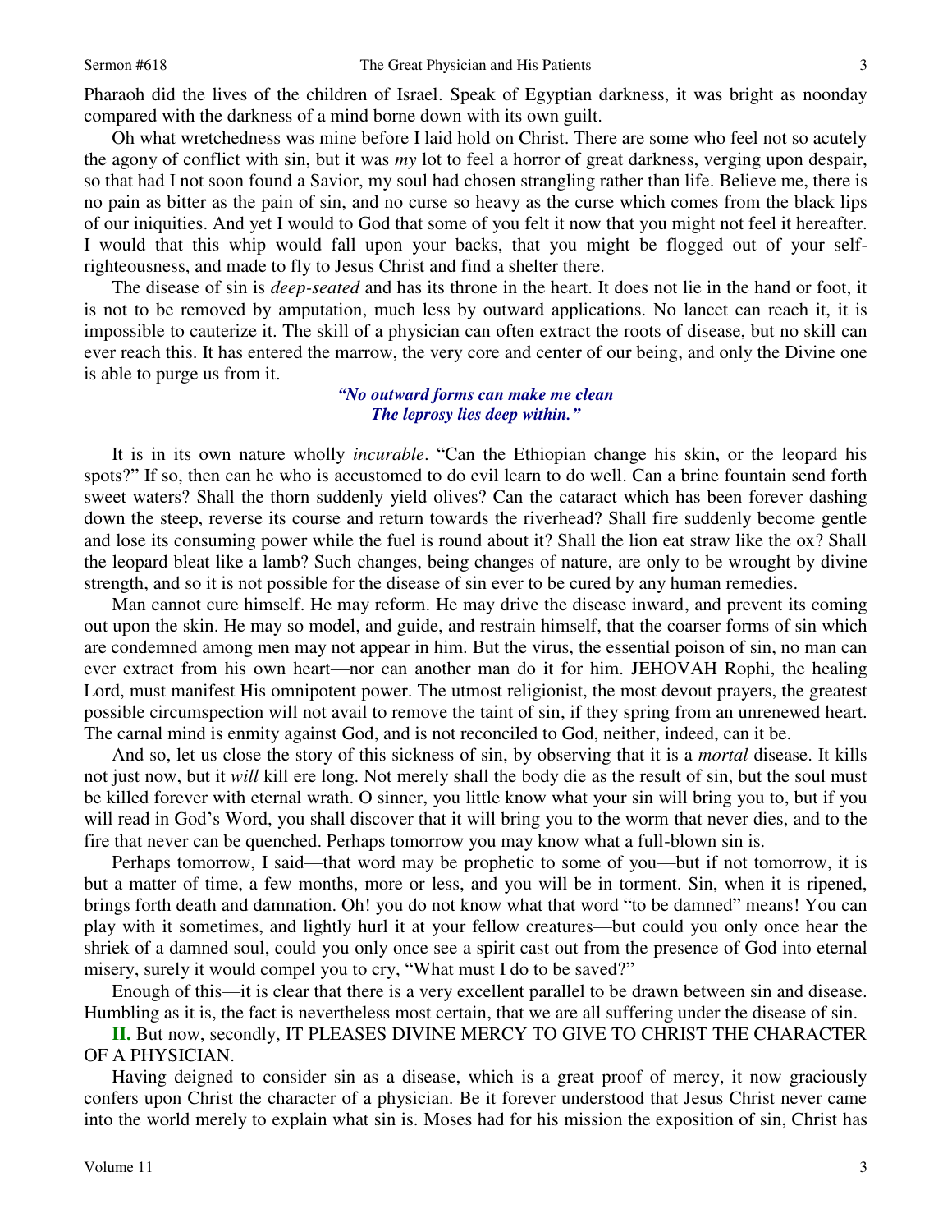Pharaoh did the lives of the children of Israel. Speak of Egyptian darkness, it was bright as noonday compared with the darkness of a mind borne down with its own guilt.

Oh what wretchedness was mine before I laid hold on Christ. There are some who feel not so acutely the agony of conflict with sin, but it was *my* lot to feel a horror of great darkness, verging upon despair, so that had I not soon found a Savior, my soul had chosen strangling rather than life. Believe me, there is no pain as bitter as the pain of sin, and no curse so heavy as the curse which comes from the black lips of our iniquities. And yet I would to God that some of you felt it now that you might not feel it hereafter. I would that this whip would fall upon your backs, that you might be flogged out of your self-righteousness, and made to fly to Jesus Christ and find a shelter there.

The disease of sin is *deep-seated* and has its throne in the heart. It does not lie in the hand or foot, it is not to be removed by amputation, much less by outward applications. No lancet can reach it, it is impossible to cauterize it. The skill of a physician can often extract the roots of disease, but no skill can ever reach this. It has entered the marrow, the very core and center of our being, and only the Divine one is able to purge us from it.

> ***"No outward forms can make me clean***
> ***The leprosy lies deep within."***

It is in its own nature wholly *incurable*. "Can the Ethiopian change his skin, or the leopard his spots?" If so, then can he who is accustomed to do evil learn to do well. Can a brine fountain send forth sweet waters? Shall the thorn suddenly yield olives? Can the cataract which has been forever dashing down the steep, reverse its course and return towards the riverhead? Shall fire suddenly become gentle and lose its consuming power while the fuel is round about it? Shall the lion eat straw like the ox? Shall the leopard bleat like a lamb? Such changes, being changes of nature, are only to be wrought by divine strength, and so it is not possible for the disease of sin ever to be cured by any human remedies.

Man cannot cure himself. He may reform. He may drive the disease inward, and prevent its coming out upon the skin. He may so model, and guide, and restrain himself, that the coarser forms of sin which are condemned among men may not appear in him. But the virus, the essential poison of sin, no man can ever extract from his own heart—nor can another man do it for him. JEHOVAH Rophi, the healing Lord, must manifest His omnipotent power. The utmost religionist, the most devout prayers, the greatest possible circumspection will not avail to remove the taint of sin, if they spring from an unrenewed heart. The carnal mind is enmity against God, and is not reconciled to God, neither, indeed, can it be.

And so, let us close the story of this sickness of sin, by observing that it is a *mortal* disease. It kills not just now, but it *will* kill ere long. Not merely shall the body die as the result of sin, but the soul must be killed forever with eternal wrath. O sinner, you little know what your sin will bring you to, but if you will read in God's Word, you shall discover that it will bring you to the worm that never dies, and to the fire that never can be quenched. Perhaps tomorrow you may know what a full-blown sin is.

Perhaps tomorrow, I said—that word may be prophetic to some of you—but if not tomorrow, it is but a matter of time, a few months, more or less, and you will be in torment. Sin, when it is ripened, brings forth death and damnation. Oh! you do not know what that word "to be damned" means! You can play with it sometimes, and lightly hurl it at your fellow creatures—but could you only once hear the shriek of a damned soul, could you only once see a spirit cast out from the presence of God into eternal misery, surely it would compel you to cry, "What must I do to be saved?"

Enough of this—it is clear that there is a very excellent parallel to be drawn between sin and disease. Humbling as it is, the fact is nevertheless most certain, that we are all suffering under the disease of sin.

**II.** But now, secondly, IT PLEASES DIVINE MERCY TO GIVE TO CHRIST THE CHARACTER OF A PHYSICIAN.

Having deigned to consider sin as a disease, which is a great proof of mercy, it now graciously confers upon Christ the character of a physician. Be it forever understood that Jesus Christ never came into the world merely to explain what sin is. Moses had for his mission the exposition of sin, Christ has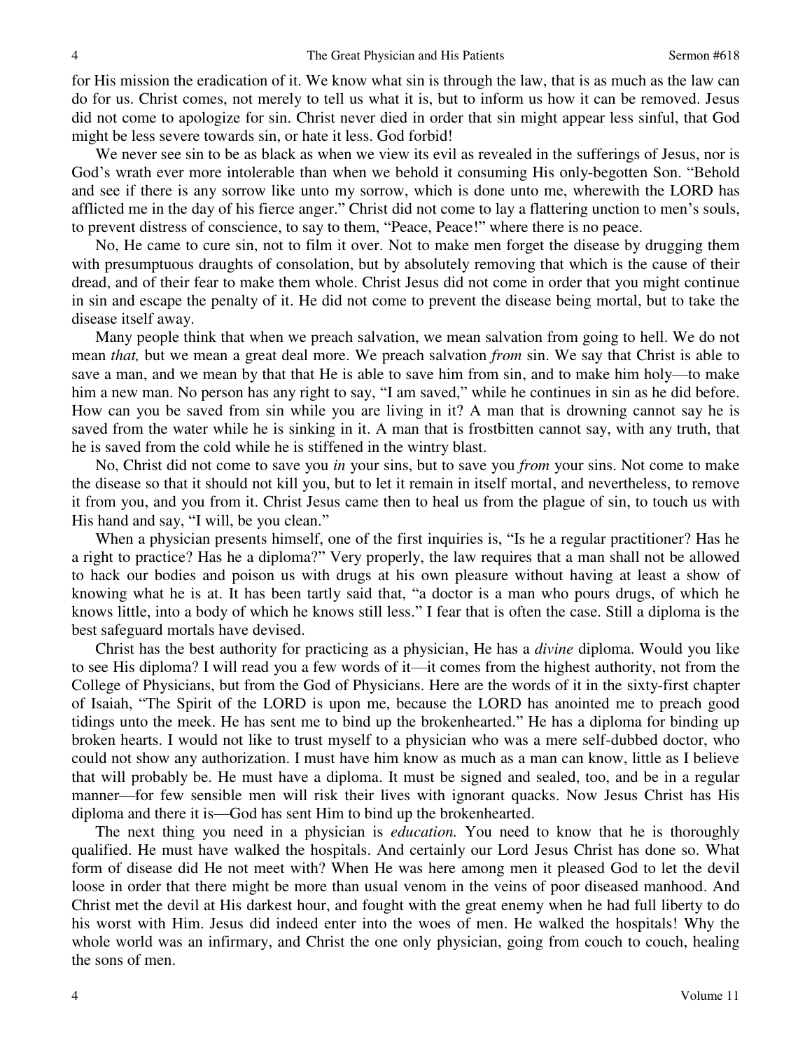for His mission the eradication of it. We know what sin is through the law, that is as much as the law can do for us. Christ comes, not merely to tell us what it is, but to inform us how it can be removed. Jesus did not come to apologize for sin. Christ never died in order that sin might appear less sinful, that God might be less severe towards sin, or hate it less. God forbid!

We never see sin to be as black as when we view its evil as revealed in the sufferings of Jesus, nor is God's wrath ever more intolerable than when we behold it consuming His only-begotten Son. "Behold and see if there is any sorrow like unto my sorrow, which is done unto me, wherewith the LORD has afflicted me in the day of his fierce anger." Christ did not come to lay a flattering unction to men's souls, to prevent distress of conscience, to say to them, "Peace, Peace!" where there is no peace.

No, He came to cure sin, not to film it over. Not to make men forget the disease by drugging them with presumptuous draughts of consolation, but by absolutely removing that which is the cause of their dread, and of their fear to make them whole. Christ Jesus did not come in order that you might continue in sin and escape the penalty of it. He did not come to prevent the disease being mortal, but to take the disease itself away.

Many people think that when we preach salvation, we mean salvation from going to hell. We do not mean *that,* but we mean a great deal more. We preach salvation *from* sin. We say that Christ is able to save a man, and we mean by that that He is able to save him from sin, and to make him holy—to make him a new man. No person has any right to say, "I am saved," while he continues in sin as he did before. How can you be saved from sin while you are living in it? A man that is drowning cannot say he is saved from the water while he is sinking in it. A man that is frostbitten cannot say, with any truth, that he is saved from the cold while he is stiffened in the wintry blast.

No, Christ did not come to save you *in* your sins, but to save you *from* your sins. Not come to make the disease so that it should not kill you, but to let it remain in itself mortal, and nevertheless, to remove it from you, and you from it. Christ Jesus came then to heal us from the plague of sin, to touch us with His hand and say, "I will, be you clean."

When a physician presents himself, one of the first inquiries is, "Is he a regular practitioner? Has he a right to practice? Has he a diploma?" Very properly, the law requires that a man shall not be allowed to hack our bodies and poison us with drugs at his own pleasure without having at least a show of knowing what he is at. It has been tartly said that, "a doctor is a man who pours drugs, of which he knows little, into a body of which he knows still less." I fear that is often the case. Still a diploma is the best safeguard mortals have devised.

Christ has the best authority for practicing as a physician, He has a *divine* diploma. Would you like to see His diploma? I will read you a few words of it—it comes from the highest authority, not from the College of Physicians, but from the God of Physicians. Here are the words of it in the sixty-first chapter of Isaiah, "The Spirit of the LORD is upon me, because the LORD has anointed me to preach good tidings unto the meek. He has sent me to bind up the brokenhearted." He has a diploma for binding up broken hearts. I would not like to trust myself to a physician who was a mere self-dubbed doctor, who could not show any authorization. I must have him know as much as a man can know, little as I believe that will probably be. He must have a diploma. It must be signed and sealed, too, and be in a regular manner—for few sensible men will risk their lives with ignorant quacks. Now Jesus Christ has His diploma and there it is—God has sent Him to bind up the brokenhearted.

The next thing you need in a physician is *education.* You need to know that he is thoroughly qualified. He must have walked the hospitals. And certainly our Lord Jesus Christ has done so. What form of disease did He not meet with? When He was here among men it pleased God to let the devil loose in order that there might be more than usual venom in the veins of poor diseased manhood. And Christ met the devil at His darkest hour, and fought with the great enemy when he had full liberty to do his worst with Him. Jesus did indeed enter into the woes of men. He walked the hospitals! Why the whole world was an infirmary, and Christ the one only physician, going from couch to couch, healing the sons of men.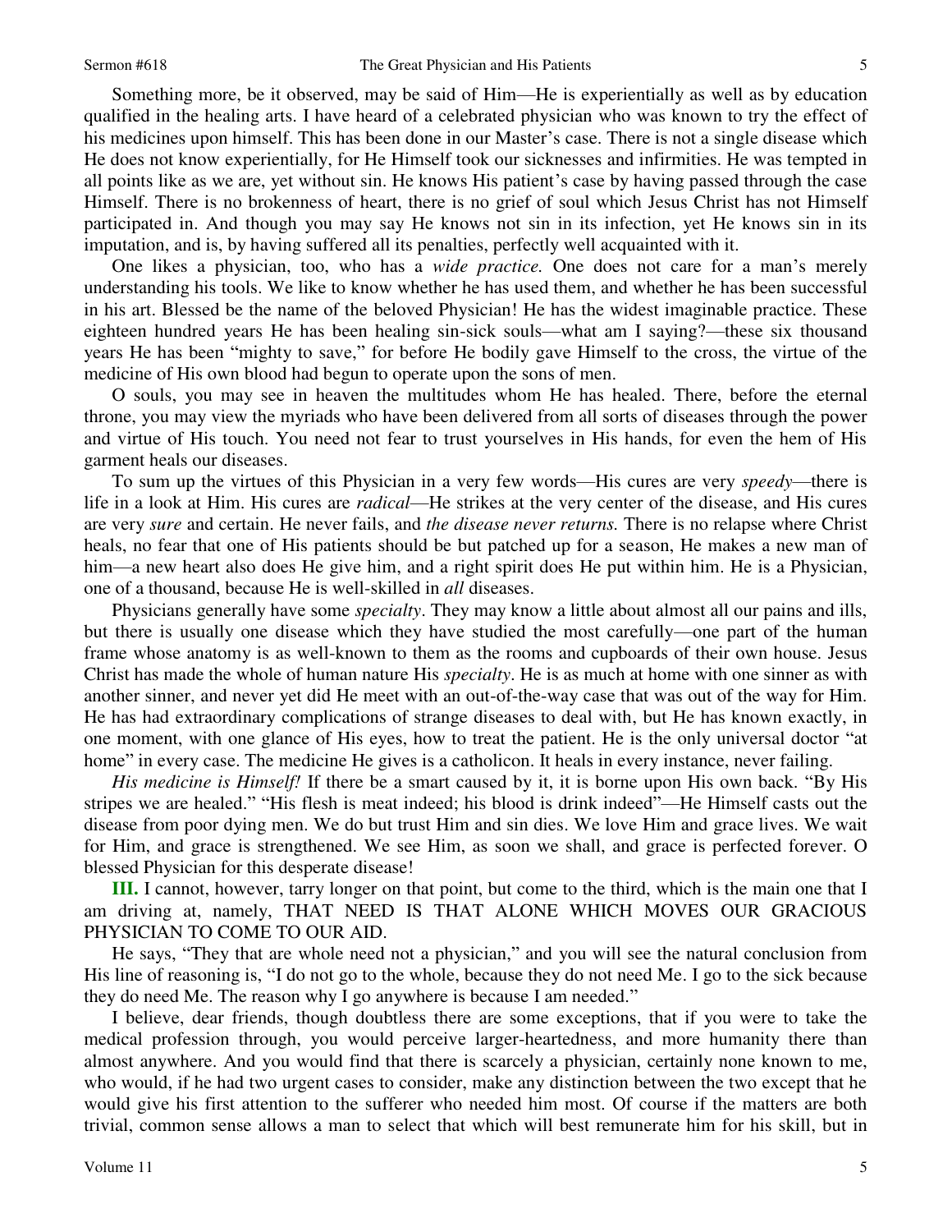Something more, be it observed, may be said of Him—He is experientially as well as by education qualified in the healing arts. I have heard of a celebrated physician who was known to try the effect of his medicines upon himself. This has been done in our Master's case. There is not a single disease which He does not know experientially, for He Himself took our sicknesses and infirmities. He was tempted in all points like as we are, yet without sin. He knows His patient's case by having passed through the case Himself. There is no brokenness of heart, there is no grief of soul which Jesus Christ has not Himself participated in. And though you may say He knows not sin in its infection, yet He knows sin in its imputation, and is, by having suffered all its penalties, perfectly well acquainted with it.

One likes a physician, too, who has a *wide practice.* One does not care for a man's merely understanding his tools. We like to know whether he has used them, and whether he has been successful in his art. Blessed be the name of the beloved Physician! He has the widest imaginable practice. These eighteen hundred years He has been healing sin-sick souls—what am I saying?—these six thousand years He has been "mighty to save," for before He bodily gave Himself to the cross, the virtue of the medicine of His own blood had begun to operate upon the sons of men.

O souls, you may see in heaven the multitudes whom He has healed. There, before the eternal throne, you may view the myriads who have been delivered from all sorts of diseases through the power and virtue of His touch. You need not fear to trust yourselves in His hands, for even the hem of His garment heals our diseases.

To sum up the virtues of this Physician in a very few words—His cures are very *speedy*—there is life in a look at Him. His cures are *radical*—He strikes at the very center of the disease, and His cures are very *sure* and certain. He never fails, and *the disease never returns.* There is no relapse where Christ heals, no fear that one of His patients should be but patched up for a season, He makes a new man of him—a new heart also does He give him, and a right spirit does He put within him. He is a Physician, one of a thousand, because He is well-skilled in *all* diseases.

Physicians generally have some *specialty*. They may know a little about almost all our pains and ills, but there is usually one disease which they have studied the most carefully—one part of the human frame whose anatomy is as well-known to them as the rooms and cupboards of their own house. Jesus Christ has made the whole of human nature His *specialty*. He is as much at home with one sinner as with another sinner, and never yet did He meet with an out-of-the-way case that was out of the way for Him. He has had extraordinary complications of strange diseases to deal with, but He has known exactly, in one moment, with one glance of His eyes, how to treat the patient. He is the only universal doctor "at home" in every case. The medicine He gives is a catholicon. It heals in every instance, never failing.

*His medicine is Himself!* If there be a smart caused by it, it is borne upon His own back. "By His stripes we are healed." "His flesh is meat indeed; his blood is drink indeed"—He Himself casts out the disease from poor dying men. We do but trust Him and sin dies. We love Him and grace lives. We wait for Him, and grace is strengthened. We see Him, as soon we shall, and grace is perfected forever. O blessed Physician for this desperate disease!

**III.** I cannot, however, tarry longer on that point, but come to the third, which is the main one that I am driving at, namely, THAT NEED IS THAT ALONE WHICH MOVES OUR GRACIOUS PHYSICIAN TO COME TO OUR AID.

He says, "They that are whole need not a physician," and you will see the natural conclusion from His line of reasoning is, "I do not go to the whole, because they do not need Me. I go to the sick because they do need Me. The reason why I go anywhere is because I am needed."

I believe, dear friends, though doubtless there are some exceptions, that if you were to take the medical profession through, you would perceive larger-heartedness, and more humanity there than almost anywhere. And you would find that there is scarcely a physician, certainly none known to me, who would, if he had two urgent cases to consider, make any distinction between the two except that he would give his first attention to the sufferer who needed him most. Of course if the matters are both trivial, common sense allows a man to select that which will best remunerate him for his skill, but in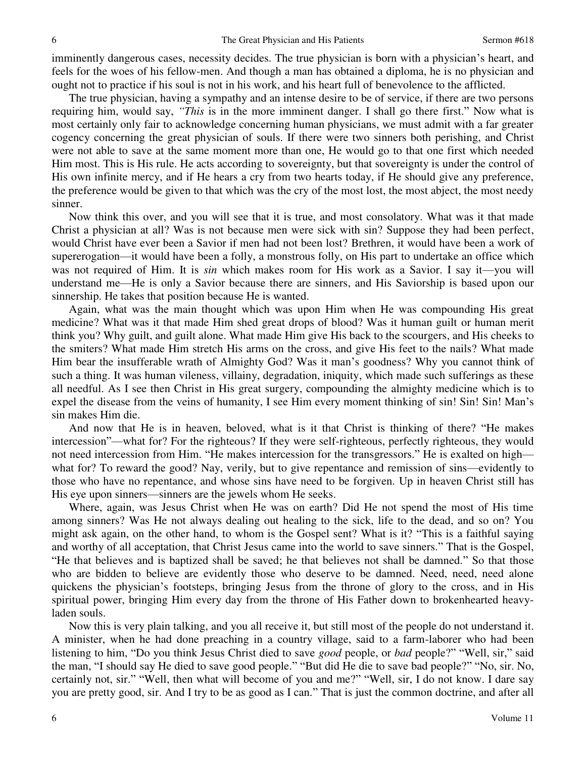imminently dangerous cases, necessity decides. The true physician is born with a physician's heart, and feels for the woes of his fellow-men. And though a man has obtained a diploma, he is no physician and ought not to practice if his soul is not in his work, and his heart full of benevolence to the afflicted.

The true physician, having a sympathy and an intense desire to be of service, if there are two persons requiring him, would say, *"This* is in the more imminent danger. I shall go there first." Now what is most certainly only fair to acknowledge concerning human physicians, we must admit with a far greater cogency concerning the great physician of souls. If there were two sinners both perishing, and Christ were not able to save at the same moment more than one, He would go to that one first which needed Him most. This is His rule. He acts according to sovereignty, but that sovereignty is under the control of His own infinite mercy, and if He hears a cry from two hearts today, if He should give any preference, the preference would be given to that which was the cry of the most lost, the most abject, the most needy sinner.

Now think this over, and you will see that it is true, and most consolatory. What was it that made Christ a physician at all? Was is not because men were sick with sin? Suppose they had been perfect, would Christ have ever been a Savior if men had not been lost? Brethren, it would have been a work of supererogation—it would have been a folly, a monstrous folly, on His part to undertake an office which was not required of Him. It is *sin* which makes room for His work as a Savior. I say it—you will understand me—He is only a Savior because there are sinners, and His Saviorship is based upon our sinnership. He takes that position because He is wanted.

Again, what was the main thought which was upon Him when He was compounding His great medicine? What was it that made Him shed great drops of blood? Was it human guilt or human merit think you? Why guilt, and guilt alone. What made Him give His back to the scourgers, and His cheeks to the smiters? What made Him stretch His arms on the cross, and give His feet to the nails? What made Him bear the insufferable wrath of Almighty God? Was it man's goodness? Why you cannot think of such a thing. It was human vileness, villainy, degradation, iniquity, which made such sufferings as these all needful. As I see then Christ in His great surgery, compounding the almighty medicine which is to expel the disease from the veins of humanity, I see Him every moment thinking of sin! Sin! Sin! Man's sin makes Him die.

And now that He is in heaven, beloved, what is it that Christ is thinking of there? "He makes intercession"—what for? For the righteous? If they were self-righteous, perfectly righteous, they would not need intercession from Him. "He makes intercession for the transgressors." He is exalted on high—what for? To reward the good? Nay, verily, but to give repentance and remission of sins—evidently to those who have no repentance, and whose sins have need to be forgiven. Up in heaven Christ still has His eye upon sinners—sinners are the jewels whom He seeks.

Where, again, was Jesus Christ when He was on earth? Did He not spend the most of His time among sinners? Was He not always dealing out healing to the sick, life to the dead, and so on? You might ask again, on the other hand, to whom is the Gospel sent? What is it? "This is a faithful saying and worthy of all acceptation, that Christ Jesus came into the world to save sinners." That is the Gospel, "He that believes and is baptized shall be saved; he that believes not shall be damned." So that those who are bidden to believe are evidently those who deserve to be damned. Need, need, need alone quickens the physician's footsteps, bringing Jesus from the throne of glory to the cross, and in His spiritual power, bringing Him every day from the throne of His Father down to brokenhearted heavy-laden souls.

Now this is very plain talking, and you all receive it, but still most of the people do not understand it. A minister, when he had done preaching in a country village, said to a farm-laborer who had been listening to him, "Do you think Jesus Christ died to save *good* people, or *bad* people?" "Well, sir," said the man, "I should say He died to save good people." "But did He die to save bad people?" "No, sir. No, certainly not, sir." "Well, then what will become of you and me?" "Well, sir, I do not know. I dare say you are pretty good, sir. And I try to be as good as I can." That is just the common doctrine, and after all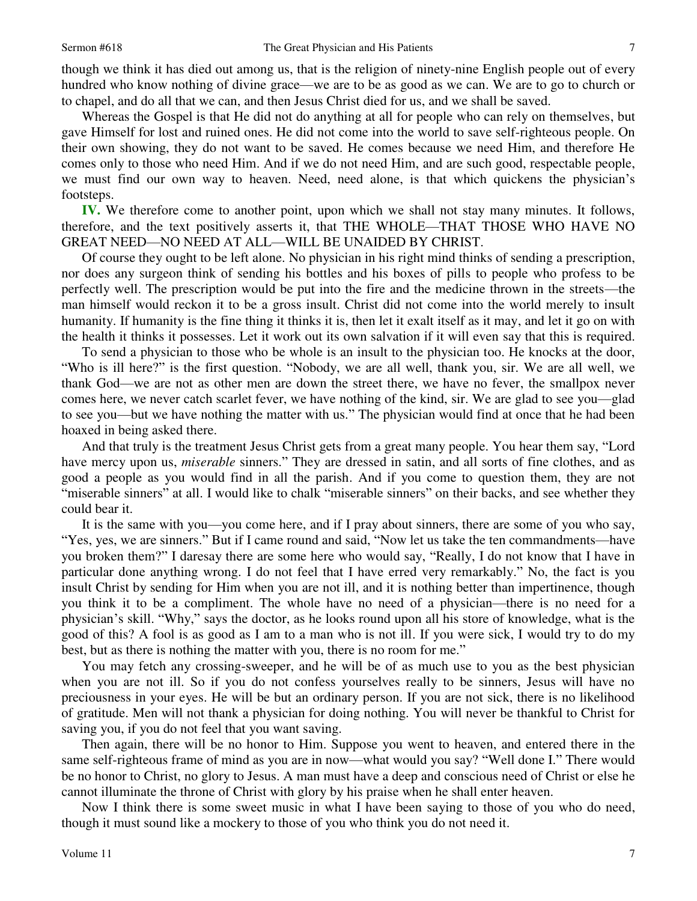though we think it has died out among us, that is the religion of ninety-nine English people out of every hundred who know nothing of divine grace—we are to be as good as we can. We are to go to church or to chapel, and do all that we can, and then Jesus Christ died for us, and we shall be saved.

Whereas the Gospel is that He did not do anything at all for people who can rely on themselves, but gave Himself for lost and ruined ones. He did not come into the world to save self-righteous people. On their own showing, they do not want to be saved. He comes because we need Him, and therefore He comes only to those who need Him. And if we do not need Him, and are such good, respectable people, we must find our own way to heaven. Need, need alone, is that which quickens the physician's footsteps.

**IV.** We therefore come to another point, upon which we shall not stay many minutes. It follows, therefore, and the text positively asserts it, that THE WHOLE—THAT THOSE WHO HAVE NO GREAT NEED—NO NEED AT ALL—WILL BE UNAIDED BY CHRIST.

Of course they ought to be left alone. No physician in his right mind thinks of sending a prescription, nor does any surgeon think of sending his bottles and his boxes of pills to people who profess to be perfectly well. The prescription would be put into the fire and the medicine thrown in the streets—the man himself would reckon it to be a gross insult. Christ did not come into the world merely to insult humanity. If humanity is the fine thing it thinks it is, then let it exalt itself as it may, and let it go on with the health it thinks it possesses. Let it work out its own salvation if it will even say that this is required.

To send a physician to those who be whole is an insult to the physician too. He knocks at the door, "Who is ill here?" is the first question. "Nobody, we are all well, thank you, sir. We are all well, we thank God—we are not as other men are down the street there, we have no fever, the smallpox never comes here, we never catch scarlet fever, we have nothing of the kind, sir. We are glad to see you—glad to see you—but we have nothing the matter with us." The physician would find at once that he had been hoaxed in being asked there.

And that truly is the treatment Jesus Christ gets from a great many people. You hear them say, "Lord have mercy upon us, *miserable* sinners." They are dressed in satin, and all sorts of fine clothes, and as good a people as you would find in all the parish. And if you come to question them, they are not "miserable sinners" at all. I would like to chalk "miserable sinners" on their backs, and see whether they could bear it.

It is the same with you—you come here, and if I pray about sinners, there are some of you who say, "Yes, yes, we are sinners." But if I came round and said, "Now let us take the ten commandments—have you broken them?" I daresay there are some here who would say, "Really, I do not know that I have in particular done anything wrong. I do not feel that I have erred very remarkably." No, the fact is you insult Christ by sending for Him when you are not ill, and it is nothing better than impertinence, though you think it to be a compliment. The whole have no need of a physician—there is no need for a physician's skill. "Why," says the doctor, as he looks round upon all his store of knowledge, what is the good of this? A fool is as good as I am to a man who is not ill. If you were sick, I would try to do my best, but as there is nothing the matter with you, there is no room for me."

You may fetch any crossing-sweeper, and he will be of as much use to you as the best physician when you are not ill. So if you do not confess yourselves really to be sinners, Jesus will have no preciousness in your eyes. He will be but an ordinary person. If you are not sick, there is no likelihood of gratitude. Men will not thank a physician for doing nothing. You will never be thankful to Christ for saving you, if you do not feel that you want saving.

Then again, there will be no honor to Him. Suppose you went to heaven, and entered there in the same self-righteous frame of mind as you are in now—what would you say? "Well done I." There would be no honor to Christ, no glory to Jesus. A man must have a deep and conscious need of Christ or else he cannot illuminate the throne of Christ with glory by his praise when he shall enter heaven.

Now I think there is some sweet music in what I have been saying to those of you who do need, though it must sound like a mockery to those of you who think you do not need it.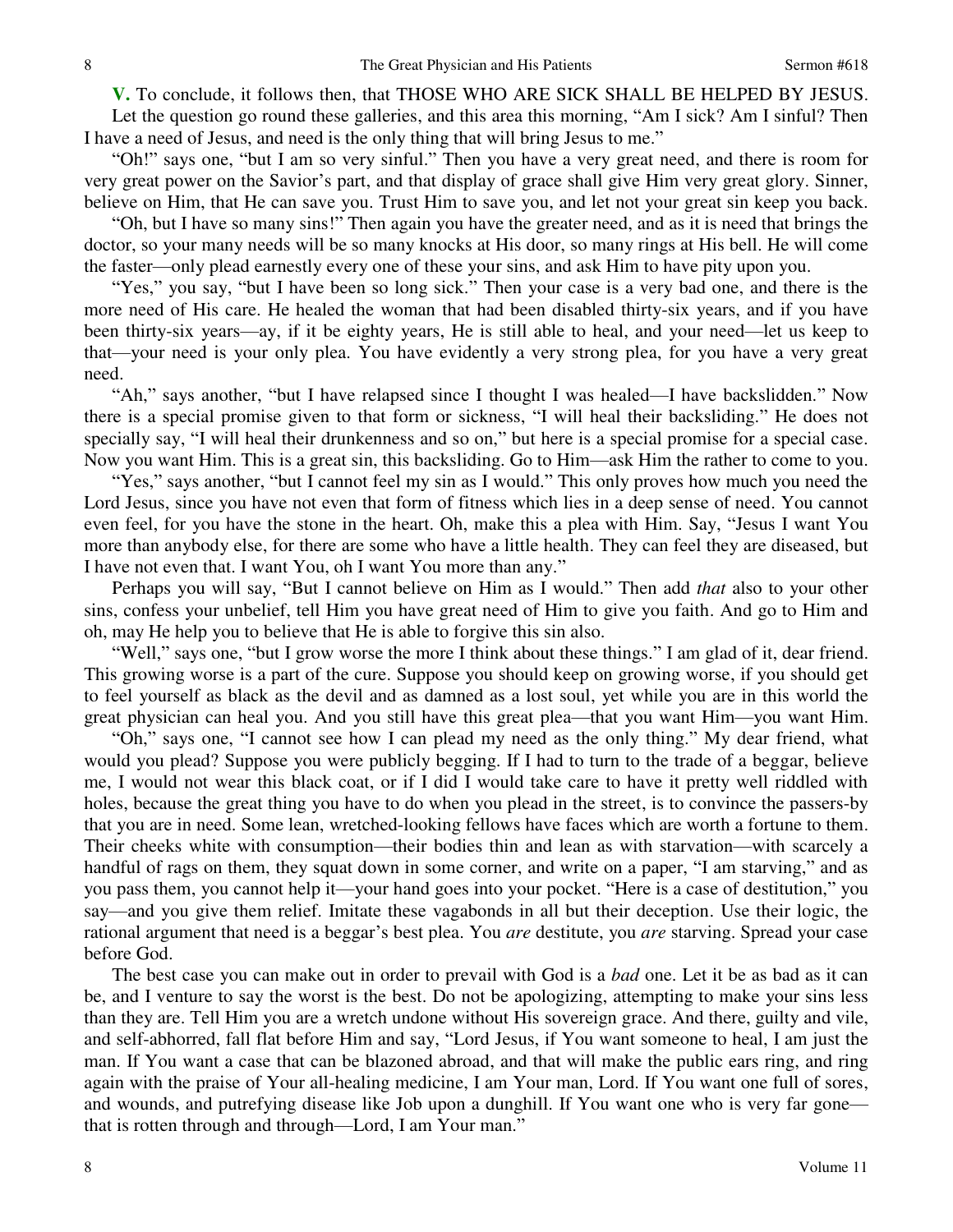**V.** To conclude, it follows then, that THOSE WHO ARE SICK SHALL BE HELPED BY JESUS. Let the question go round these galleries, and this area this morning, "Am I sick? Am I sinful? Then I have a need of Jesus, and need is the only thing that will bring Jesus to me."

"Oh!" says one, "but I am so very sinful." Then you have a very great need, and there is room for very great power on the Savior's part, and that display of grace shall give Him very great glory. Sinner, believe on Him, that He can save you. Trust Him to save you, and let not your great sin keep you back.

"Oh, but I have so many sins!" Then again you have the greater need, and as it is need that brings the doctor, so your many needs will be so many knocks at His door, so many rings at His bell. He will come the faster—only plead earnestly every one of these your sins, and ask Him to have pity upon you.

"Yes," you say, "but I have been so long sick." Then your case is a very bad one, and there is the more need of His care. He healed the woman that had been disabled thirty-six years, and if you have been thirty-six years—ay, if it be eighty years, He is still able to heal, and your need—let us keep to that—your need is your only plea. You have evidently a very strong plea, for you have a very great need.

"Ah," says another, "but I have relapsed since I thought I was healed—I have backslidden." Now there is a special promise given to that form or sickness, "I will heal their backsliding." He does not specially say, "I will heal their drunkenness and so on," but here is a special promise for a special case. Now you want Him. This is a great sin, this backsliding. Go to Him—ask Him the rather to come to you.

"Yes," says another, "but I cannot feel my sin as I would." This only proves how much you need the Lord Jesus, since you have not even that form of fitness which lies in a deep sense of need. You cannot even feel, for you have the stone in the heart. Oh, make this a plea with Him. Say, "Jesus I want You more than anybody else, for there are some who have a little health. They can feel they are diseased, but I have not even that. I want You, oh I want You more than any."

Perhaps you will say, "But I cannot believe on Him as I would." Then add *that* also to your other sins, confess your unbelief, tell Him you have great need of Him to give you faith. And go to Him and oh, may He help you to believe that He is able to forgive this sin also.

"Well," says one, "but I grow worse the more I think about these things." I am glad of it, dear friend. This growing worse is a part of the cure. Suppose you should keep on growing worse, if you should get to feel yourself as black as the devil and as damned as a lost soul, yet while you are in this world the great physician can heal you. And you still have this great plea—that you want Him—you want Him.

"Oh," says one, "I cannot see how I can plead my need as the only thing." My dear friend, what would you plead? Suppose you were publicly begging. If I had to turn to the trade of a beggar, believe me, I would not wear this black coat, or if I did I would take care to have it pretty well riddled with holes, because the great thing you have to do when you plead in the street, is to convince the passers-by that you are in need. Some lean, wretched-looking fellows have faces which are worth a fortune to them. Their cheeks white with consumption—their bodies thin and lean as with starvation—with scarcely a handful of rags on them, they squat down in some corner, and write on a paper, "I am starving," and as you pass them, you cannot help it—your hand goes into your pocket. "Here is a case of destitution," you say—and you give them relief. Imitate these vagabonds in all but their deception. Use their logic, the rational argument that need is a beggar's best plea. You *are* destitute, you *are* starving. Spread your case before God.

The best case you can make out in order to prevail with God is a *bad* one. Let it be as bad as it can be, and I venture to say the worst is the best. Do not be apologizing, attempting to make your sins less than they are. Tell Him you are a wretch undone without His sovereign grace. And there, guilty and vile, and self-abhorred, fall flat before Him and say, "Lord Jesus, if You want someone to heal, I am just the man. If You want a case that can be blazoned abroad, and that will make the public ears ring, and ring again with the praise of Your all-healing medicine, I am Your man, Lord. If You want one full of sores, and wounds, and putrefying disease like Job upon a dunghill. If You want one who is very far gone—that is rotten through and through—Lord, I am Your man."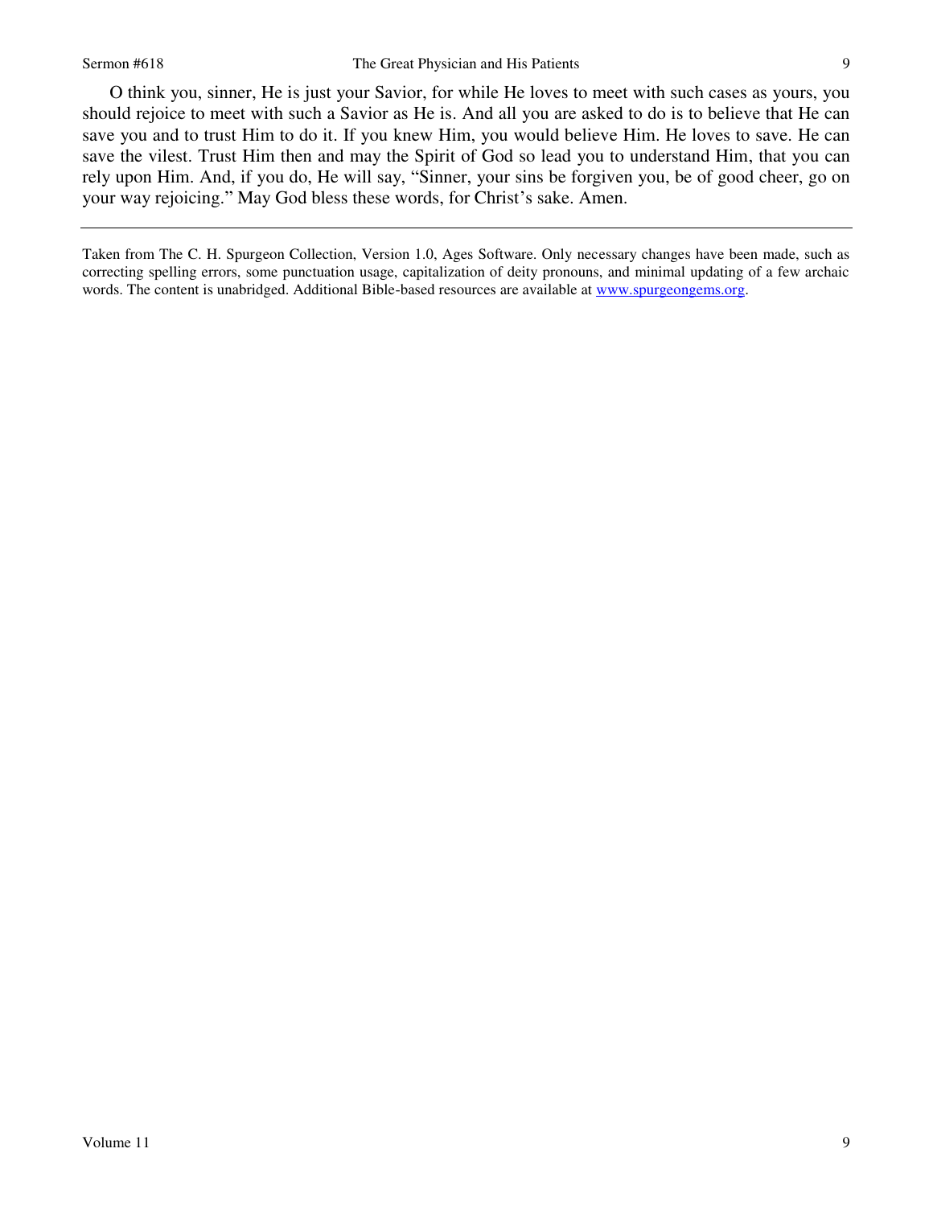O think you, sinner, He is just your Savior, for while He loves to meet with such cases as yours, you should rejoice to meet with such a Savior as He is. And all you are asked to do is to believe that He can save you and to trust Him to do it. If you knew Him, you would believe Him. He loves to save. He can save the vilest. Trust Him then and may the Spirit of God so lead you to understand Him, that you can rely upon Him. And, if you do, He will say, "Sinner, your sins be forgiven you, be of good cheer, go on your way rejoicing." May God bless these words, for Christ's sake. Amen.

---

Taken from The C. H. Spurgeon Collection, Version 1.0, Ages Software. Only necessary changes have been made, such as correcting spelling errors, some punctuation usage, capitalization of deity pronouns, and minimal updating of a few archaic words. The content is unabridged. Additional Bible-based resources are available at www.spurgeongems.org.